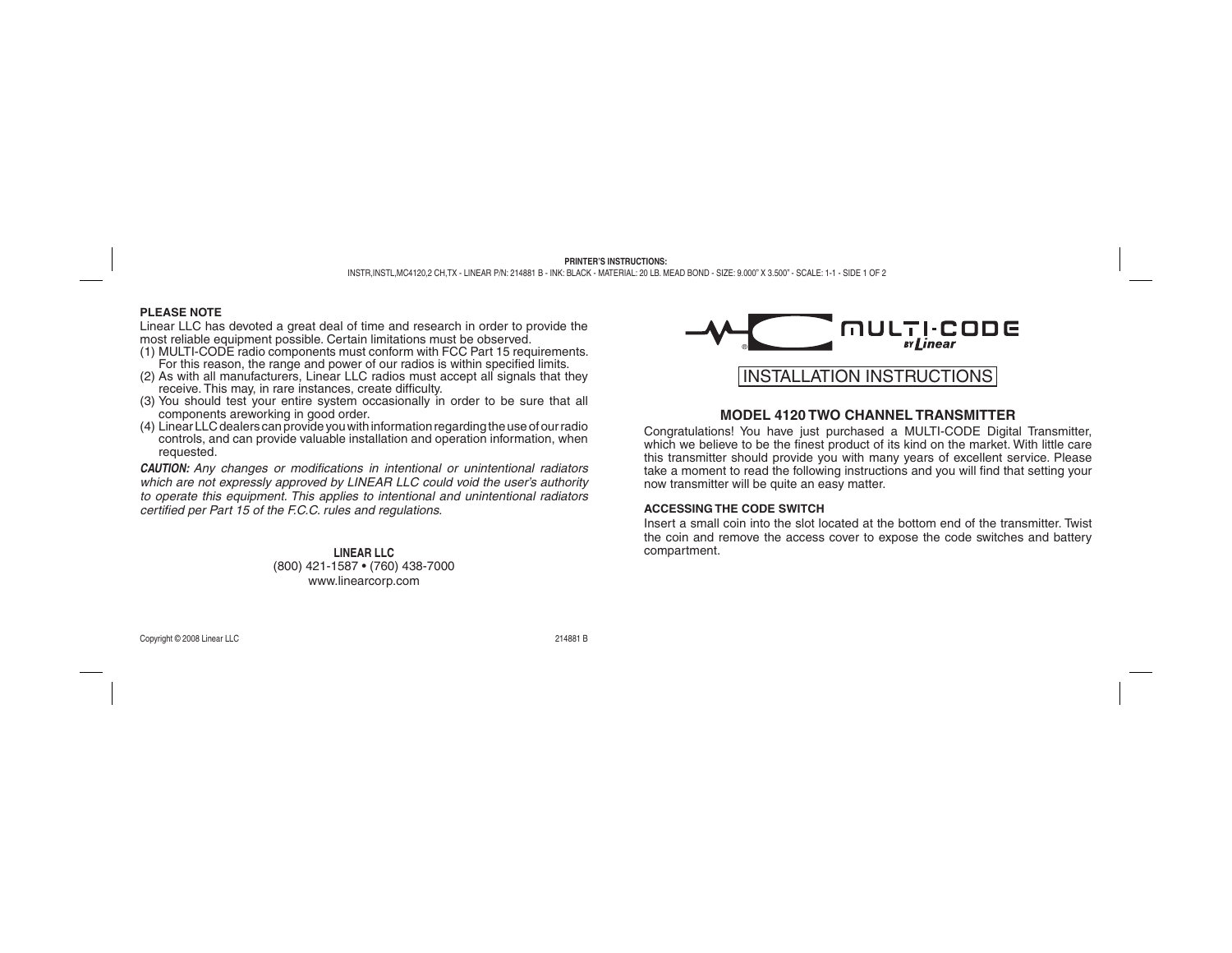PRINTER'S INSTRUCTIONS:
INSTR,INSTL,MC4120,2 CH,TX - LINEAR P/N: 214881 B - INK: BLACK - MATERIAL: 20 LB. MEAD BOND - SIZE: 9.000" X 3.500" - SCALE: 1-1 - SIDE 1 OF 2

**PLEASE NOTE**

Linear LLC has devoted a great deal of time and research in order to provide the most reliable equipment possible. Certain limitations must be observed.

(1) MULTI-CODE radio components must conform with FCC Part 15 requirements. For this reason, the range and power of our radios is within specified limits.
(2) As with all manufacturers, Linear LLC radios must accept all signals that they receive. This may, in rare instances, create difficulty.
(3) You should test your entire system occasionally in order to be sure that all components areworking in good order.
(4) Linear LLC dealers can provide you with information regarding the use of our radio controls, and can provide valuable installation and operation information, when requested.

***CAUTION:*** *Any changes or modifications in intentional or unintentional radiators which are not expressly approved by LINEAR LLC could void the user's authority to operate this equipment. This applies to intentional and unintentional radiators certified per Part 15 of the F.C.C. rules and regulations.*

**LINEAR LLC**
(800) 421-1587 • (760) 438-7000
www.linearcorp.com

Copyright © 2008 Linear LLC

214881 B

MULTI-CODE BY Linear

# INSTALLATION INSTRUCTIONS

## MODEL 4120 TWO CHANNEL TRANSMITTER

Congratulations! You have just purchased a MULTI-CODE Digital Transmitter, which we believe to be the finest product of its kind on the market. With little care this transmitter should provide you with many years of excellent service. Please take a moment to read the following instructions and you will find that setting your now transmitter will be quite an easy matter.

### ACCESSING THE CODE SWITCH

Insert a small coin into the slot located at the bottom end of the transmitter. Twist the coin and remove the access cover to expose the code switches and battery compartment.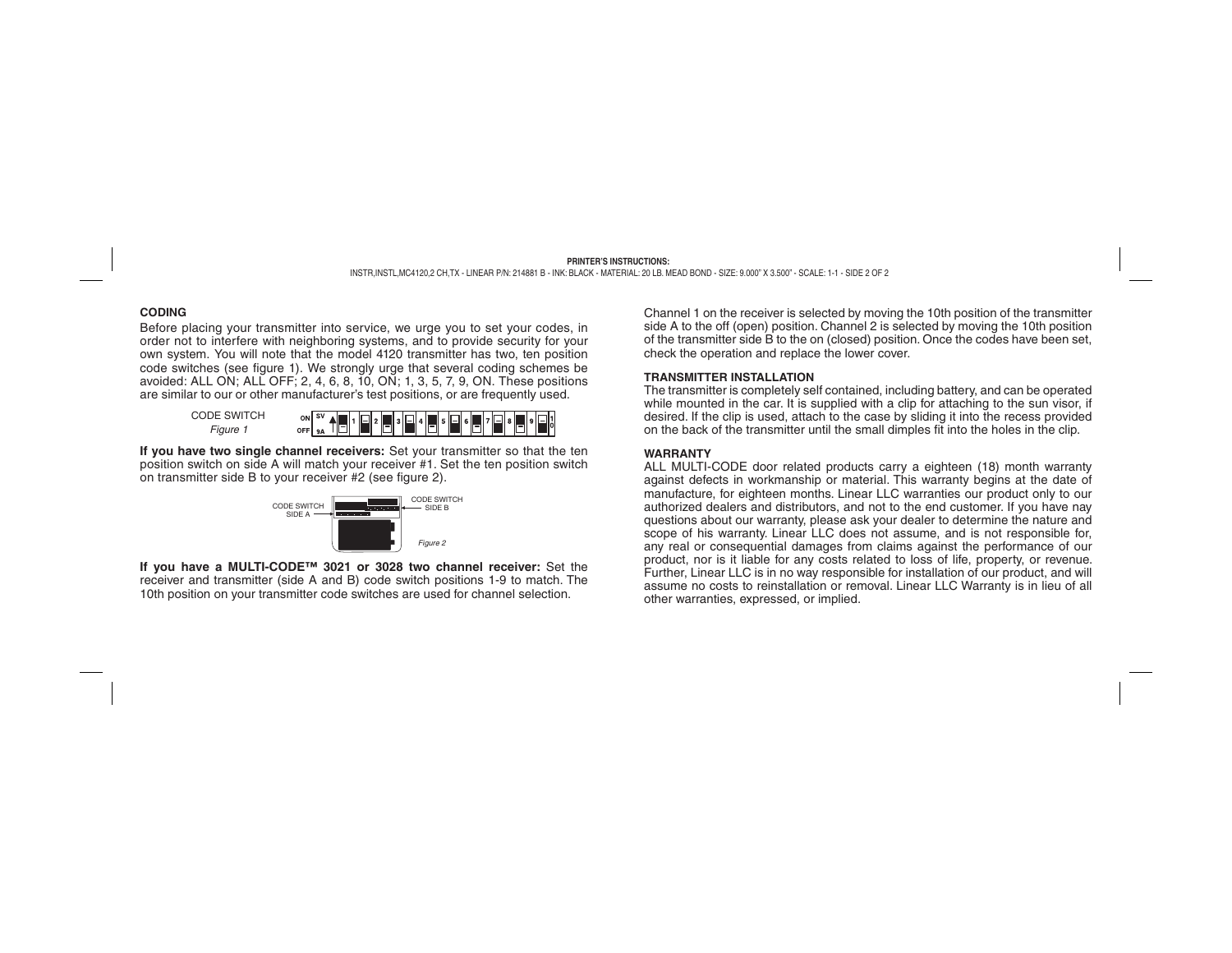**PRINTER'S INSTRUCTIONS:**
INSTR,INSTL,MC4120,2 CH,TX - LINEAR P/N: 214881 B - INK: BLACK - MATERIAL: 20 LB. MEAD BOND - SIZE: 9.000" X 3.500" - SCALE: 1-1 - SIDE 2 OF 2

### CODING

Before placing your transmitter into service, we urge you to set your codes, in order not to interfere with neighboring systems, and to provide security for your own system. You will note that the model 4120 transmitter has two, ten position code switches (see figure 1). We strongly urge that several coding schemes be avoided: ALL ON; ALL OFF; 2, 4, 6, 8, 10, ON; 1, 3, 5, 7, 9, ON. These positions are similar to our or other manufacturer's test positions, or are frequently used.

CODE SWITCH
*Figure 1*

ON SV
OFF 9A
1 2 3 4 5 6 7 8 9 10

**If you have two single channel receivers:** Set your transmitter so that the ten position switch on side A will match your receiver #1. Set the ten position switch on transmitter side B to your receiver #2 (see figure 2).

CODE SWITCH SIDE A
CODE SWITCH SIDE B
*Figure 2*

**If you have a MULTI-CODE™ 3021 or 3028 two channel receiver:** Set the receiver and transmitter (side A and B) code switch positions 1-9 to match. The 10th position on your transmitter code switches are used for channel selection.

Channel 1 on the receiver is selected by moving the 10th position of the transmitter side A to the off (open) position. Channel 2 is selected by moving the 10th position of the transmitter side B to the on (closed) position. Once the codes have been set, check the operation and replace the lower cover.

### TRANSMITTER INSTALLATION

The transmitter is completely self contained, including battery, and can be operated while mounted in the car. It is supplied with a clip for attaching to the sun visor, if desired. If the clip is used, attach to the case by sliding it into the recess provided on the back of the transmitter until the small dimples fit into the holes in the clip.

### WARRANTY

ALL MULTI-CODE door related products carry a eighteen (18) month warranty against defects in workmanship or material. This warranty begins at the date of manufacture, for eighteen months. Linear LLC warranties our product only to our authorized dealers and distributors, and not to the end customer. If you have nay questions about our warranty, please ask your dealer to determine the nature and scope of his warranty. Linear LLC does not assume, and is not responsible for, any real or consequential damages from claims against the performance of our product, nor is it liable for any costs related to loss of life, property, or revenue. Further, Linear LLC is in no way responsible for installation of our product, and will assume no costs to reinstallation or removal. Linear LLC Warranty is in lieu of all other warranties, expressed, or implied.